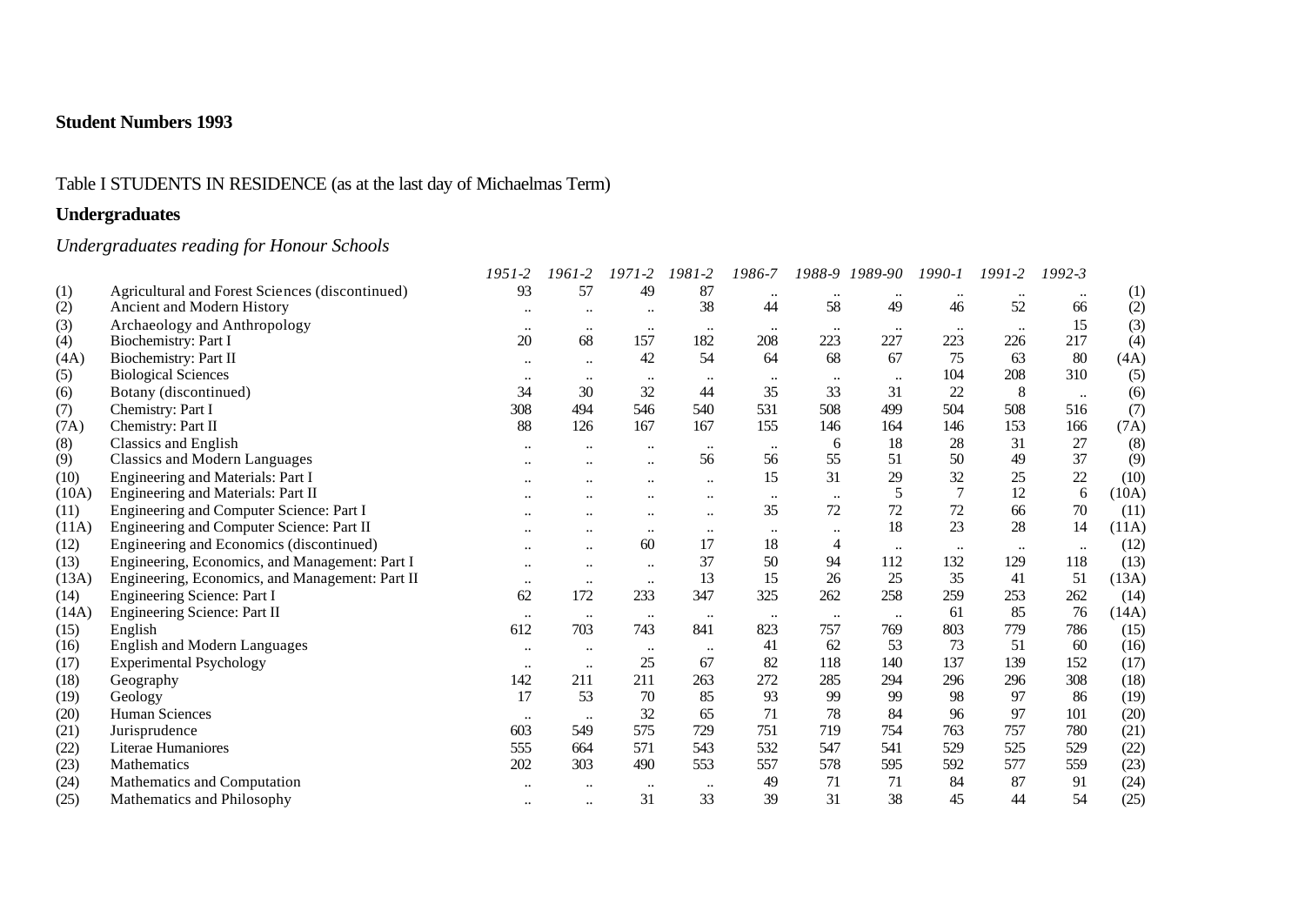**Student Numbers 1993**

Table I STUDENTS IN RESIDENCE (as at the last day of Michaelmas Term)

## Undergraduates

*Undergraduates reading for Honour Schools*

| | | *1951-2* | *1961-2* | *1971-2* | *1981-2* | *1986-7* | *1988-9* | *1989-90* | *1990-1* | *1991-2* | *1992-3* | |
|---|---|---|---|---|---|---|---|---|---|---|---|---|
| (1) | Agricultural and Forest Sciences (discontinued) | 93 | 57 | 49 | 87 | .. | .. | .. | .. | .. | .. | (1) |
| (2) | Ancient and Modern History | .. | .. | .. | 38 | 44 | 58 | 49 | 46 | 52 | 66 | (2) |
| (3) | Archaeology and Anthropology | .. | .. | .. | .. | .. | .. | .. | .. | .. | 15 | (3) |
| (4) | Biochemistry: Part I | 20 | 68 | 157 | 182 | 208 | 223 | 227 | 223 | 226 | 217 | (4) |
| (4A) | Biochemistry: Part II | .. | .. | 42 | 54 | 64 | 68 | 67 | 75 | 63 | 80 | (4A) |
| (5) | Biological Sciences | .. | .. | .. | .. | .. | .. | .. | 104 | 208 | 310 | (5) |
| (6) | Botany (discontinued) | 34 | 30 | 32 | 44 | 35 | 33 | 31 | 22 | 8 | .. | (6) |
| (7) | Chemistry: Part I | 308 | 494 | 546 | 540 | 531 | 508 | 499 | 504 | 508 | 516 | (7) |
| (7A) | Chemistry: Part II | 88 | 126 | 167 | 167 | 155 | 146 | 164 | 146 | 153 | 166 | (7A) |
| (8) | Classics and English | .. | .. | .. | .. | .. | 6 | 18 | 28 | 31 | 27 | (8) |
| (9) | Classics and Modern Languages | .. | .. | .. | 56 | 56 | 55 | 51 | 50 | 49 | 37 | (9) |
| (10) | Engineering and Materials: Part I | .. | .. | .. | .. | 15 | 31 | 29 | 32 | 25 | 22 | (10) |
| (10A) | Engineering and Materials: Part II | .. | .. | .. | .. | .. | .. | 5 | 7 | 12 | 6 | (10A) |
| (11) | Engineering and Computer Science: Part I | .. | .. | .. | .. | 35 | 72 | 72 | 72 | 66 | 70 | (11) |
| (11A) | Engineering and Computer Science: Part II | .. | .. | .. | .. | .. | .. | 18 | 23 | 28 | 14 | (11A) |
| (12) | Engineering and Economics (discontinued) | .. | .. | 60 | 17 | 18 | 4 | .. | .. | .. | .. | (12) |
| (13) | Engineering, Economics, and Management: Part I | .. | .. | .. | 37 | 50 | 94 | 112 | 132 | 129 | 118 | (13) |
| (13A) | Engineering, Economics, and Management: Part II | .. | .. | .. | 13 | 15 | 26 | 25 | 35 | 41 | 51 | (13A) |
| (14) | Engineering Science: Part I | 62 | 172 | 233 | 347 | 325 | 262 | 258 | 259 | 253 | 262 | (14) |
| (14A) | Engineering Science: Part II | .. | .. | .. | .. | .. | .. | .. | 61 | 85 | 76 | (14A) |
| (15) | English | 612 | 703 | 743 | 841 | 823 | 757 | 769 | 803 | 779 | 786 | (15) |
| (16) | English and Modern Languages | .. | .. | .. | .. | 41 | 62 | 53 | 73 | 51 | 60 | (16) |
| (17) | Experimental Psychology | .. | .. | 25 | 67 | 82 | 118 | 140 | 137 | 139 | 152 | (17) |
| (18) | Geography | 142 | 211 | 211 | 263 | 272 | 285 | 294 | 296 | 296 | 308 | (18) |
| (19) | Geology | 17 | 53 | 70 | 85 | 93 | 99 | 99 | 98 | 97 | 86 | (19) |
| (20) | Human Sciences | .. | .. | 32 | 65 | 71 | 78 | 84 | 96 | 97 | 101 | (20) |
| (21) | Jurisprudence | 603 | 549 | 575 | 729 | 751 | 719 | 754 | 763 | 757 | 780 | (21) |
| (22) | Literae Humaniores | 555 | 664 | 571 | 543 | 532 | 547 | 541 | 529 | 525 | 529 | (22) |
| (23) | Mathematics | 202 | 303 | 490 | 553 | 557 | 578 | 595 | 592 | 577 | 559 | (23) |
| (24) | Mathematics and Computation | .. | .. | .. | .. | 49 | 71 | 71 | 84 | 87 | 91 | (24) |
| (25) | Mathematics and Philosophy | .. | .. | 31 | 33 | 39 | 31 | 38 | 45 | 44 | 54 | (25) |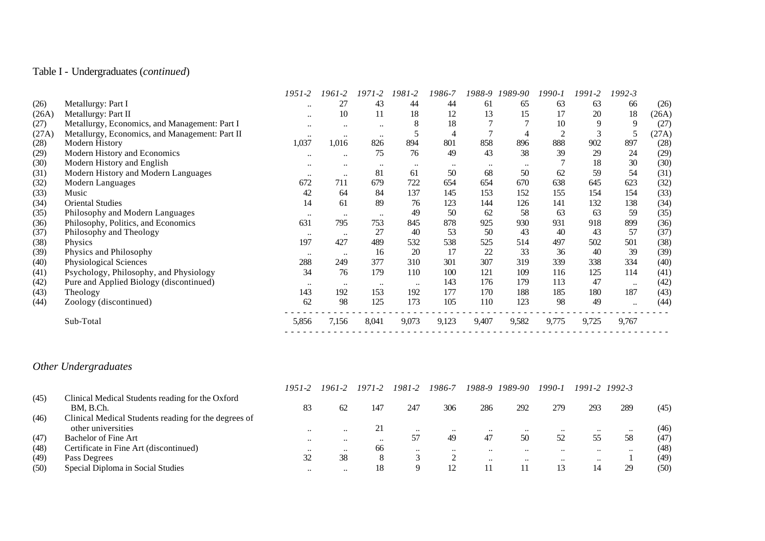## Table I - Undergraduates (*continued*)

| | | *1951-2* | *1961-2* | *1971-2* | *1981-2* | *1986-7* | *1988-9* | *1989-90* | *1990-1* | *1991-2* | *1992-3* | |
|---|---|---|---|---|---|---|---|---|---|---|---|---|
| (26) | Metallurgy: Part I | .. | 27 | 43 | 44 | 44 | 61 | 65 | 63 | 63 | 66 | (26) |
| (26A) | Metallurgy: Part II | .. | 10 | 11 | 18 | 12 | 13 | 15 | 17 | 20 | 18 | (26A) |
| (27) | Metallurgy, Economics, and Management: Part I | .. | .. | .. | 8 | 18 | 7 | 7 | 10 | 9 | 9 | (27) |
| (27A) | Metallurgy, Economics, and Management: Part II | .. | .. | .. | 5 | 4 | 7 | 4 | 2 | 3 | 5 | (27A) |
| (28) | Modern History | 1,037 | 1,016 | 826 | 894 | 801 | 858 | 896 | 888 | 902 | 897 | (28) |
| (29) | Modern History and Economics | .. | .. | 75 | 76 | 49 | 43 | 38 | 39 | 29 | 24 | (29) |
| (30) | Modern History and English | .. | .. | .. | .. | .. | .. | .. | 7 | 18 | 30 | (30) |
| (31) | Modern History and Modern Languages | .. | .. | 81 | 61 | 50 | 68 | 50 | 62 | 59 | 54 | (31) |
| (32) | Modern Languages | 672 | 711 | 679 | 722 | 654 | 654 | 670 | 638 | 645 | 623 | (32) |
| (33) | Music | 42 | 64 | 84 | 137 | 145 | 153 | 152 | 155 | 154 | 154 | (33) |
| (34) | Oriental Studies | 14 | 61 | 89 | 76 | 123 | 144 | 126 | 141 | 132 | 138 | (34) |
| (35) | Philosophy and Modern Languages | .. | .. | .. | 49 | 50 | 62 | 58 | 63 | 63 | 59 | (35) |
| (36) | Philosophy, Politics, and Economics | 631 | 795 | 753 | 845 | 878 | 925 | 930 | 931 | 918 | 899 | (36) |
| (37) | Philosophy and Theology | .. | .. | 27 | 40 | 53 | 50 | 43 | 40 | 43 | 57 | (37) |
| (38) | Physics | 197 | 427 | 489 | 532 | 538 | 525 | 514 | 497 | 502 | 501 | (38) |
| (39) | Physics and Philosophy | .. | .. | 16 | 20 | 17 | 22 | 33 | 36 | 40 | 39 | (39) |
| (40) | Physiological Sciences | 288 | 249 | 377 | 310 | 301 | 307 | 319 | 339 | 338 | 334 | (40) |
| (41) | Psychology, Philosophy, and Physiology | 34 | 76 | 179 | 110 | 100 | 121 | 109 | 116 | 125 | 114 | (41) |
| (42) | Pure and Applied Biology (discontinued) | .. | .. | .. | .. | 143 | 176 | 179 | 113 | 47 | .. | (42) |
| (43) | Theology | 143 | 192 | 153 | 192 | 177 | 170 | 188 | 185 | 180 | 187 | (43) |
| (44) | Zoology (discontinued) | 62 | 98 | 125 | 173 | 105 | 110 | 123 | 98 | 49 | .. | (44) |
| | Sub-Total | 5,856 | 7,156 | 8,041 | 9,073 | 9,123 | 9,407 | 9,582 | 9,775 | 9,725 | 9,767 | |

### *Other Undergraduates*

| | | *1951-2* | *1961-2* | *1971-2* | *1981-2* | *1986-7* | *1988-9* | *1989-90* | *1990-1* | *1991-2* | *1992-3* | |
|---|---|---|---|---|---|---|---|---|---|---|---|---|
| (45) | Clinical Medical Students reading for the Oxford BM, B.Ch. | 83 | 62 | 147 | 247 | 306 | 286 | 292 | 279 | 293 | 289 | (45) |
| (46) | Clinical Medical Students reading for the degrees of other universities | .. | .. | 21 | .. | .. | .. | .. | .. | .. | .. | (46) |
| (47) | Bachelor of Fine Art | .. | .. | .. | 57 | 49 | 47 | 50 | 52 | 55 | 58 | (47) |
| (48) | Certificate in Fine Art (discontinued) | .. | .. | 66 | .. | .. | .. | .. | .. | .. | .. | (48) |
| (49) | Pass Degrees | 32 | 38 | 8 | 3 | 2 | .. | .. | .. | .. | 1 | (49) |
| (50) | Special Diploma in Social Studies | .. | .. | 18 | 9 | 12 | 11 | 11 | 13 | 14 | 29 | (50) |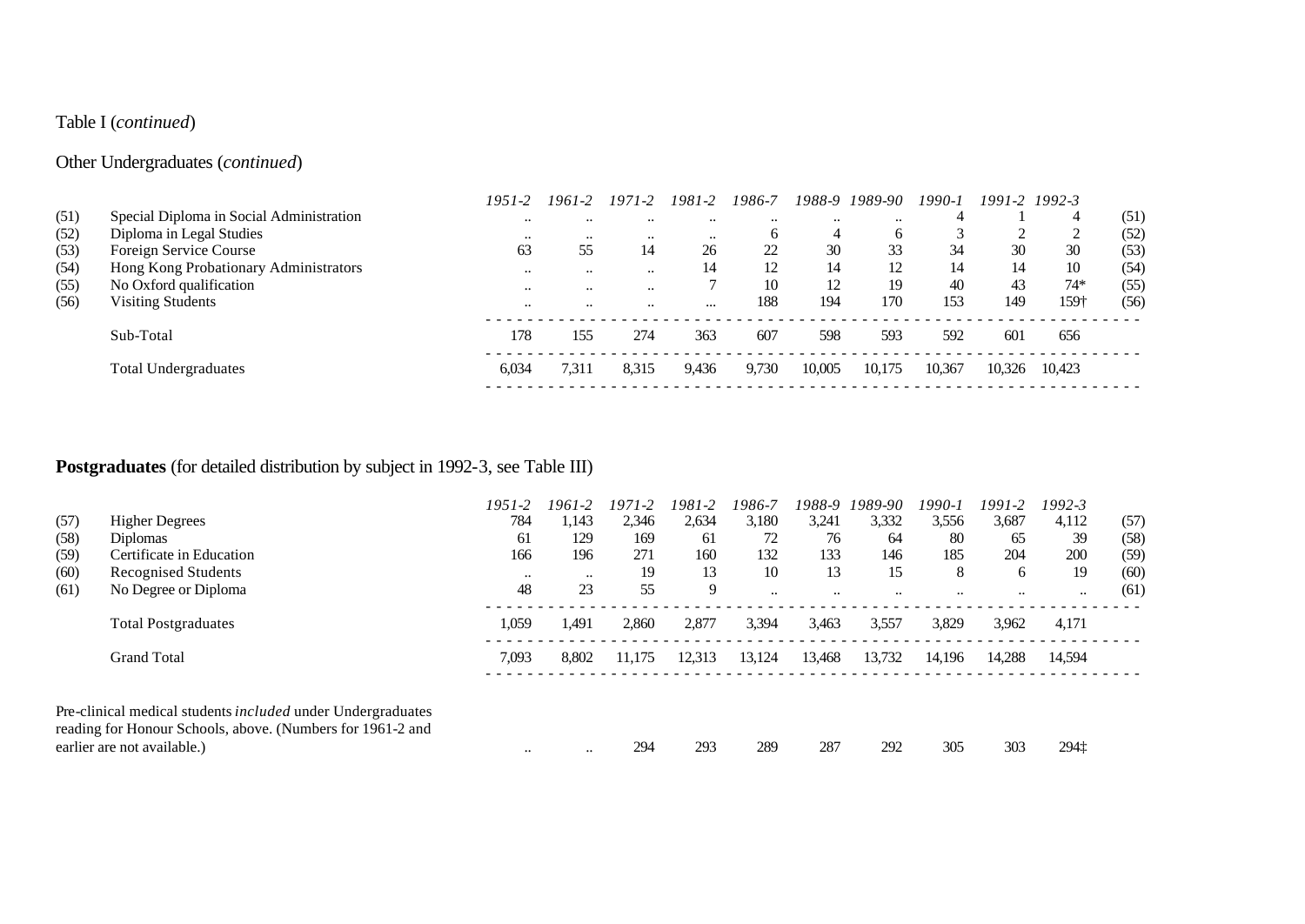Table I (*continued*)

Other Undergraduates (*continued*)

| | | *1951-2* | *1961-2* | *1971-2* | *1981-2* | *1986-7* | *1988-9* | *1989-90* | *1990-1* | *1991-2* | *1992-3* | |
|---|---|---|---|---|---|---|---|---|---|---|---|---|
| (51) | Special Diploma in Social Administration | .. | .. | .. | .. | .. | .. | .. | 4 | 1 | 4 | (51) |
| (52) | Diploma in Legal Studies | .. | .. | .. | .. | 6 | 4 | 6 | 3 | 2 | 2 | (52) |
| (53) | Foreign Service Course | 63 | 55 | 14 | 26 | 22 | 30 | 33 | 34 | 30 | 30 | (53) |
| (54) | Hong Kong Probationary Administrators | .. | .. | .. | 14 | 12 | 14 | 12 | 14 | 14 | 10 | (54) |
| (55) | No Oxford qualification | .. | .. | .. | 7 | 10 | 12 | 19 | 40 | 43 | 74* | (55) |
| (56) | Visiting Students | .. | .. | .. | ... | 188 | 194 | 170 | 153 | 149 | 159† | (56) |
| | Sub-Total | 178 | 155 | 274 | 363 | 607 | 598 | 593 | 592 | 601 | 656 | |
| | Total Undergraduates | 6,034 | 7,311 | 8,315 | 9,436 | 9,730 | 10,005 | 10,175 | 10,367 | 10,326 | 10,423 | |

**Postgraduates** (for detailed distribution by subject in 1992-3, see Table III)

| | | *1951-2* | *1961-2* | *1971-2* | *1981-2* | *1986-7* | *1988-9* | *1989-90* | *1990-1* | *1991-2* | *1992-3* | |
|---|---|---|---|---|---|---|---|---|---|---|---|---|
| (57) | Higher Degrees | 784 | 1,143 | 2,346 | 2,634 | 3,180 | 3,241 | 3,332 | 3,556 | 3,687 | 4,112 | (57) |
| (58) | Diplomas | 61 | 129 | 169 | 61 | 72 | 76 | 64 | 80 | 65 | 39 | (58) |
| (59) | Certificate in Education | 166 | 196 | 271 | 160 | 132 | 133 | 146 | 185 | 204 | 200 | (59) |
| (60) | Recognised Students | .. | .. | 19 | 13 | 10 | 13 | 15 | 8 | 6 | 19 | (60) |
| (61) | No Degree or Diploma | 48 | 23 | 55 | 9 | .. | .. | .. | .. | .. | .. | (61) |
| | Total Postgraduates | 1,059 | 1,491 | 2,860 | 2,877 | 3,394 | 3,463 | 3,557 | 3,829 | 3,962 | 4,171 | |
| | Grand Total | 7,093 | 8,802 | 11,175 | 12,313 | 13,124 | 13,468 | 13,732 | 14,196 | 14,288 | 14,594 | |

| | *1951-2* | *1961-2* | *1971-2* | *1981-2* | *1986-7* | *1988-9* | *1989-90* | *1990-1* | *1991-2* | *1992-3* |
|---|---|---|---|---|---|---|---|---|---|---|
| Pre-clinical medical students *included* under Undergraduates reading for Honour Schools, above. (Numbers for 1961-2 and earlier are not available.) | .. | .. | 294 | 293 | 289 | 287 | 292 | 305 | 303 | 294‡ |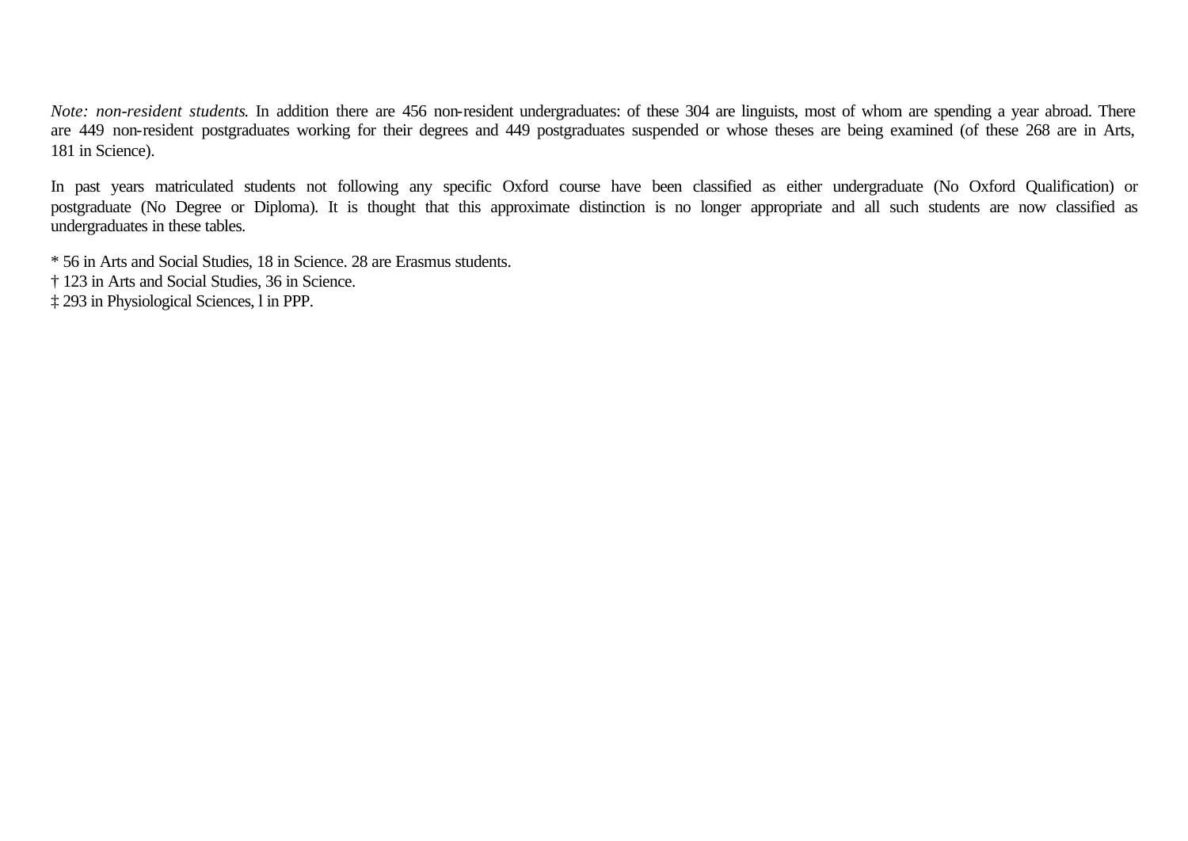*Note: non-resident students.* In addition there are 456 non-resident undergraduates: of these 304 are linguists, most of whom are spending a year abroad. There are 449 non-resident postgraduates working for their degrees and 449 postgraduates suspended or whose theses are being examined (of these 268 are in Arts, 181 in Science).

In past years matriculated students not following any specific Oxford course have been classified as either undergraduate (No Oxford Qualification) or postgraduate (No Degree or Diploma). It is thought that this approximate distinction is no longer appropriate and all such students are now classified as undergraduates in these tables.

\* 56 in Arts and Social Studies, 18 in Science. 28 are Erasmus students.
† 123 in Arts and Social Studies, 36 in Science.
‡ 293 in Physiological Sciences, l in PPP.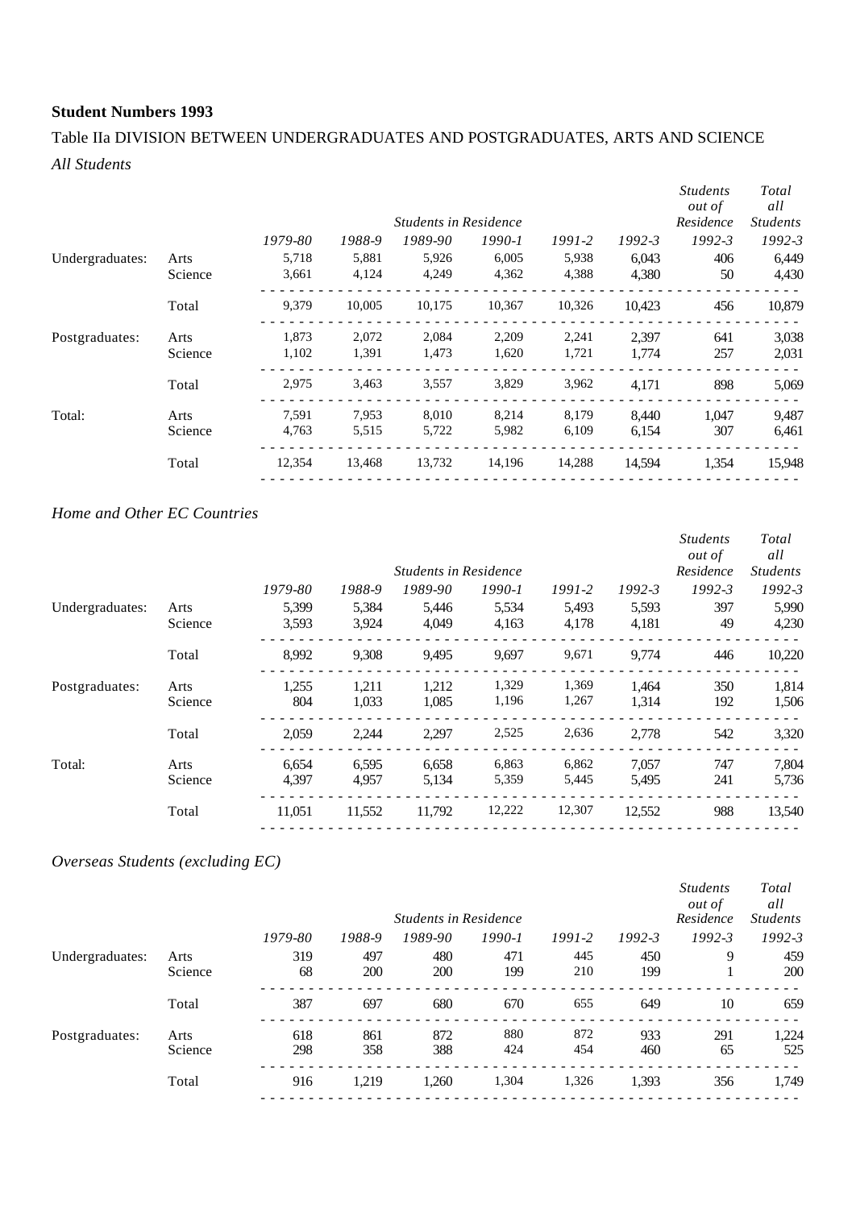**Student Numbers 1993**

Table IIa DIVISION BETWEEN UNDERGRADUATES AND POSTGRADUATES, ARTS AND SCIENCE

*All Students*

| | | *Students in Residence* | | | | | | *Students out of Residence* | *Total all Students* |
|---|---|---|---|---|---|---|---|---|---|
| | | *1979-80* | *1988-9* | *1989-90* | *1990-1* | *1991-2* | *1992-3* | *1992-3* | *1992-3* |
| Undergraduates: | Arts | 5,718 | 5,881 | 5,926 | 6,005 | 5,938 | 6,043 | 406 | 6,449 |
| | Science | 3,661 | 4,124 | 4,249 | 4,362 | 4,388 | 4,380 | 50 | 4,430 |
| | Total | 9,379 | 10,005 | 10,175 | 10,367 | 10,326 | 10,423 | 456 | 10,879 |
| Postgraduates: | Arts | 1,873 | 2,072 | 2,084 | 2,209 | 2,241 | 2,397 | 641 | 3,038 |
| | Science | 1,102 | 1,391 | 1,473 | 1,620 | 1,721 | 1,774 | 257 | 2,031 |
| | Total | 2,975 | 3,463 | 3,557 | 3,829 | 3,962 | 4,171 | 898 | 5,069 |
| Total: | Arts | 7,591 | 7,953 | 8,010 | 8,214 | 8,179 | 8,440 | 1,047 | 9,487 |
| | Science | 4,763 | 5,515 | 5,722 | 5,982 | 6,109 | 6,154 | 307 | 6,461 |
| | Total | 12,354 | 13,468 | 13,732 | 14,196 | 14,288 | 14,594 | 1,354 | 15,948 |

*Home and Other EC Countries*

| | | *Students in Residence* | | | | | | *Students out of Residence* | *Total all Students* |
|---|---|---|---|---|---|---|---|---|---|
| | | *1979-80* | *1988-9* | *1989-90* | *1990-1* | *1991-2* | *1992-3* | *1992-3* | *1992-3* |
| Undergraduates: | Arts | 5,399 | 5,384 | 5,446 | 5,534 | 5,493 | 5,593 | 397 | 5,990 |
| | Science | 3,593 | 3,924 | 4,049 | 4,163 | 4,178 | 4,181 | 49 | 4,230 |
| | Total | 8,992 | 9,308 | 9,495 | 9,697 | 9,671 | 9,774 | 446 | 10,220 |
| Postgraduates: | Arts | 1,255 | 1,211 | 1,212 | 1,329 | 1,369 | 1,464 | 350 | 1,814 |
| | Science | 804 | 1,033 | 1,085 | 1,196 | 1,267 | 1,314 | 192 | 1,506 |
| | Total | 2,059 | 2,244 | 2,297 | 2,525 | 2,636 | 2,778 | 542 | 3,320 |
| Total: | Arts | 6,654 | 6,595 | 6,658 | 6,863 | 6,862 | 7,057 | 747 | 7,804 |
| | Science | 4,397 | 4,957 | 5,134 | 5,359 | 5,445 | 5,495 | 241 | 5,736 |
| | Total | 11,051 | 11,552 | 11,792 | 12,222 | 12,307 | 12,552 | 988 | 13,540 |

*Overseas Students (excluding EC)*

| | | *Students in Residence* | | | | | | *Students out of Residence* | *Total all Students* |
|---|---|---|---|---|---|---|---|---|---|
| | | *1979-80* | *1988-9* | *1989-90* | *1990-1* | *1991-2* | *1992-3* | *1992-3* | *1992-3* |
| Undergraduates: | Arts | 319 | 497 | 480 | 471 | 445 | 450 | 9 | 459 |
| | Science | 68 | 200 | 200 | 199 | 210 | 199 | 1 | 200 |
| | Total | 387 | 697 | 680 | 670 | 655 | 649 | 10 | 659 |
| Postgraduates: | Arts | 618 | 861 | 872 | 880 | 872 | 933 | 291 | 1,224 |
| | Science | 298 | 358 | 388 | 424 | 454 | 460 | 65 | 525 |
| | Total | 916 | 1,219 | 1,260 | 1,304 | 1,326 | 1,393 | 356 | 1,749 |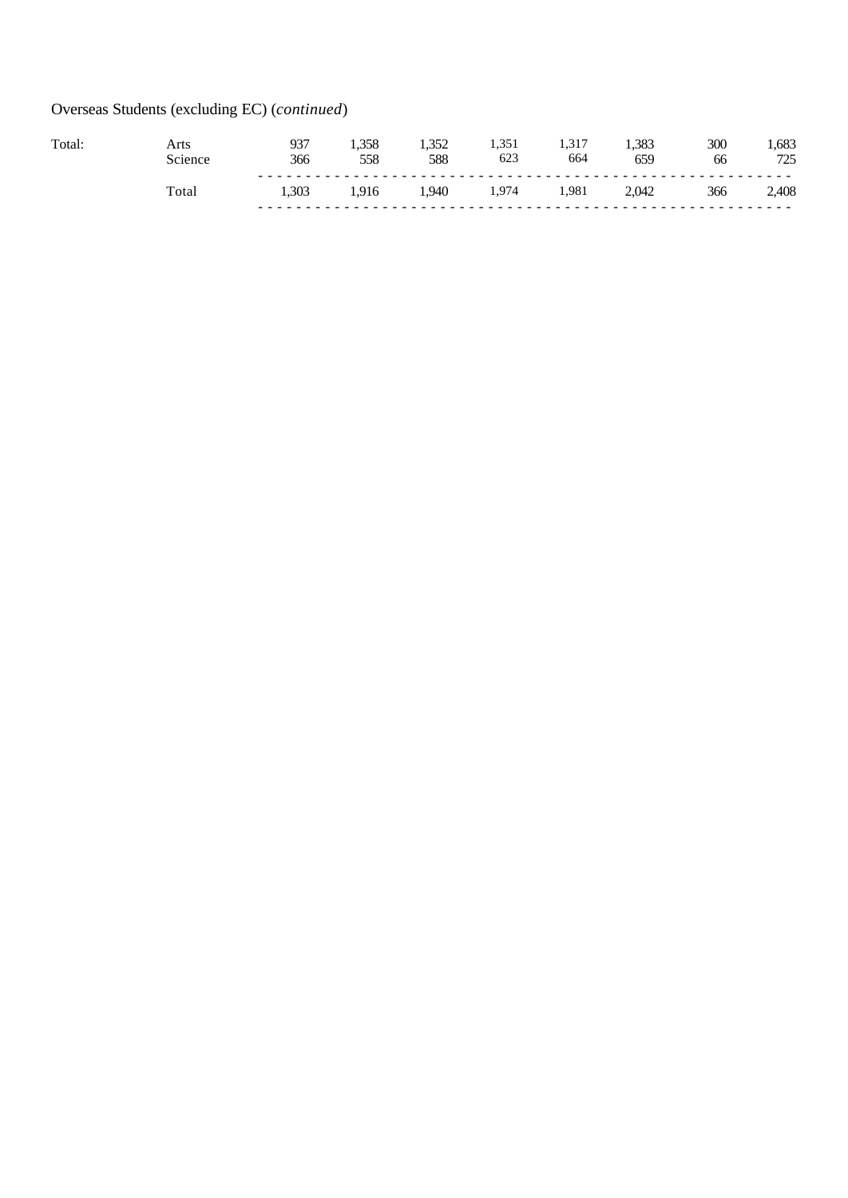Overseas Students (excluding EC) (*continued*)

| | | | | | | | | | |
|---|---|---|---|---|---|---|---|---|---|
| Total: | Arts | 937 | 1,358 | 1,352 | 1,351 | 1,317 | 1,383 | 300 | 1,683 |
| | Science | 366 | 558 | 588 | 623 | 664 | 659 | 66 | 725 |
| | Total | 1,303 | 1,916 | 1,940 | 1,974 | 1,981 | 2,042 | 366 | 2,408 |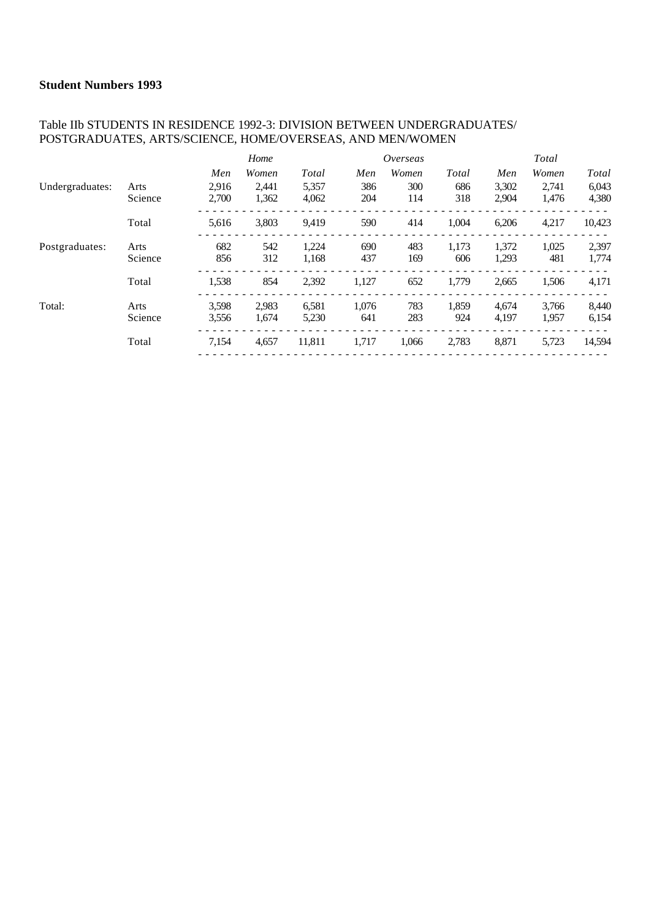**Student Numbers 1993**

Table IIb STUDENTS IN RESIDENCE 1992-3: DIVISION BETWEEN UNDERGRADUATES/ POSTGRADUATES, ARTS/SCIENCE, HOME/OVERSEAS, AND MEN/WOMEN

| | | *Home* | | | *Overseas* | | | *Total* | | |
|---|---|---|---|---|---|---|---|---|---|---|
| | | *Men* | *Women* | *Total* | *Men* | *Women* | *Total* | *Men* | *Women* | *Total* |
| Undergraduates: | Arts | 2,916 | 2,441 | 5,357 | 386 | 300 | 686 | 3,302 | 2,741 | 6,043 |
| | Science | 2,700 | 1,362 | 4,062 | 204 | 114 | 318 | 2,904 | 1,476 | 4,380 |
| | Total | 5,616 | 3,803 | 9,419 | 590 | 414 | 1,004 | 6,206 | 4,217 | 10,423 |
| Postgraduates: | Arts | 682 | 542 | 1,224 | 690 | 483 | 1,173 | 1,372 | 1,025 | 2,397 |
| | Science | 856 | 312 | 1,168 | 437 | 169 | 606 | 1,293 | 481 | 1,774 |
| | Total | 1,538 | 854 | 2,392 | 1,127 | 652 | 1,779 | 2,665 | 1,506 | 4,171 |
| Total: | Arts | 3,598 | 2,983 | 6,581 | 1,076 | 783 | 1,859 | 4,674 | 3,766 | 8,440 |
| | Science | 3,556 | 1,674 | 5,230 | 641 | 283 | 924 | 4,197 | 1,957 | 6,154 |
| | Total | 7,154 | 4,657 | 11,811 | 1,717 | 1,066 | 2,783 | 8,871 | 5,723 | 14,594 |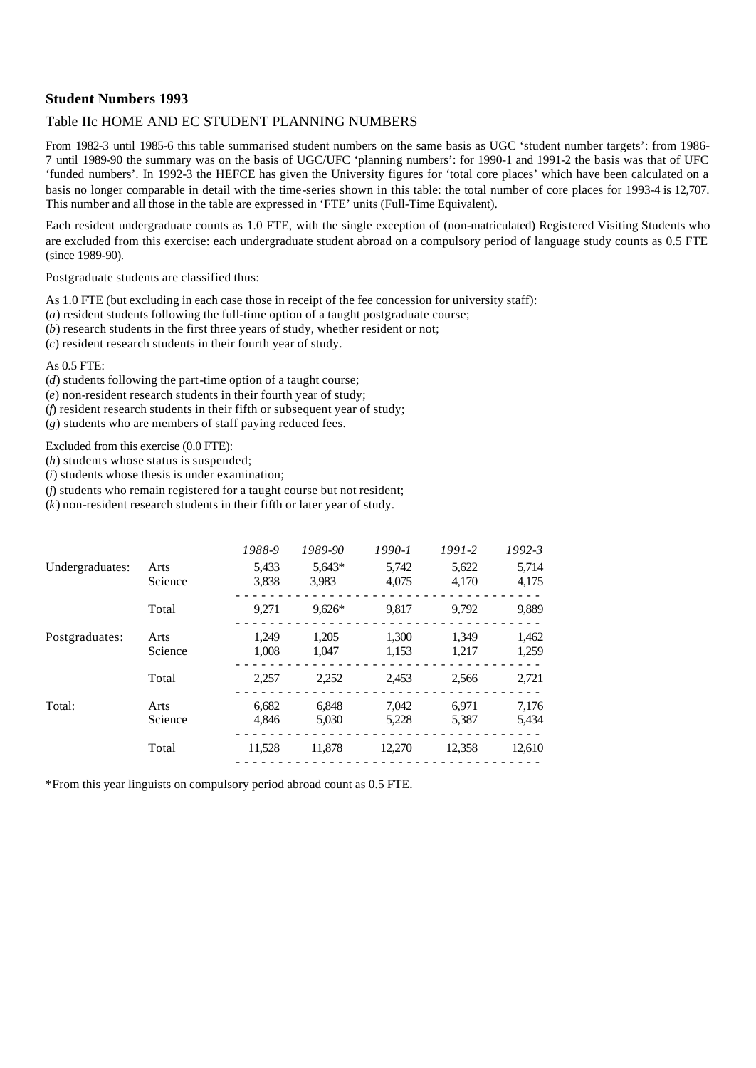## Student Numbers 1993

### Table IIc HOME AND EC STUDENT PLANNING NUMBERS

From 1982-3 until 1985-6 this table summarised student numbers on the same basis as UGC 'student number targets': from 1986-7 until 1989-90 the summary was on the basis of UGC/UFC 'planning numbers': for 1990-1 and 1991-2 the basis was that of UFC 'funded numbers'. In 1992-3 the HEFCE has given the University figures for 'total core places' which have been calculated on a basis no longer comparable in detail with the time-series shown in this table: the total number of core places for 1993-4 is 12,707. This number and all those in the table are expressed in 'FTE' units (Full-Time Equivalent).

Each resident undergraduate counts as 1.0 FTE, with the single exception of (non-matriculated) Registered Visiting Students who are excluded from this exercise: each undergraduate student abroad on a compulsory period of language study counts as 0.5 FTE (since 1989-90).

Postgraduate students are classified thus:

As 1.0 FTE (but excluding in each case those in receipt of the fee concession for university staff):
(*a*) resident students following the full-time option of a taught postgraduate course;
(*b*) research students in the first three years of study, whether resident or not;
(*c*) resident research students in their fourth year of study.

As 0.5 FTE:
(*d*) students following the part-time option of a taught course;
(*e*) non-resident research students in their fourth year of study;
(*f*) resident research students in their fifth or subsequent year of study;
(*g*) students who are members of staff paying reduced fees.

Excluded from this exercise (0.0 FTE):
(*h*) students whose status is suspended;
(*i*) students whose thesis is under examination;
(*j*) students who remain registered for a taught course but not resident;
(*k*) non-resident research students in their fifth or later year of study.

| | | *1988-9* | *1989-90* | *1990-1* | *1991-2* | *1992-3* |
|---|---|---|---|---|---|---|
| Undergraduates: | Arts | 5,433 | 5,643* | 5,742 | 5,622 | 5,714 |
| | Science | 3,838 | 3,983 | 4,075 | 4,170 | 4,175 |
| | Total | 9,271 | 9,626* | 9,817 | 9,792 | 9,889 |
| Postgraduates: | Arts | 1,249 | 1,205 | 1,300 | 1,349 | 1,462 |
| | Science | 1,008 | 1,047 | 1,153 | 1,217 | 1,259 |
| | Total | 2,257 | 2,252 | 2,453 | 2,566 | 2,721 |
| Total: | Arts | 6,682 | 6,848 | 7,042 | 6,971 | 7,176 |
| | Science | 4,846 | 5,030 | 5,228 | 5,387 | 5,434 |
| | Total | 11,528 | 11,878 | 12,270 | 12,358 | 12,610 |

*From this year linguists on compulsory period abroad count as 0.5 FTE.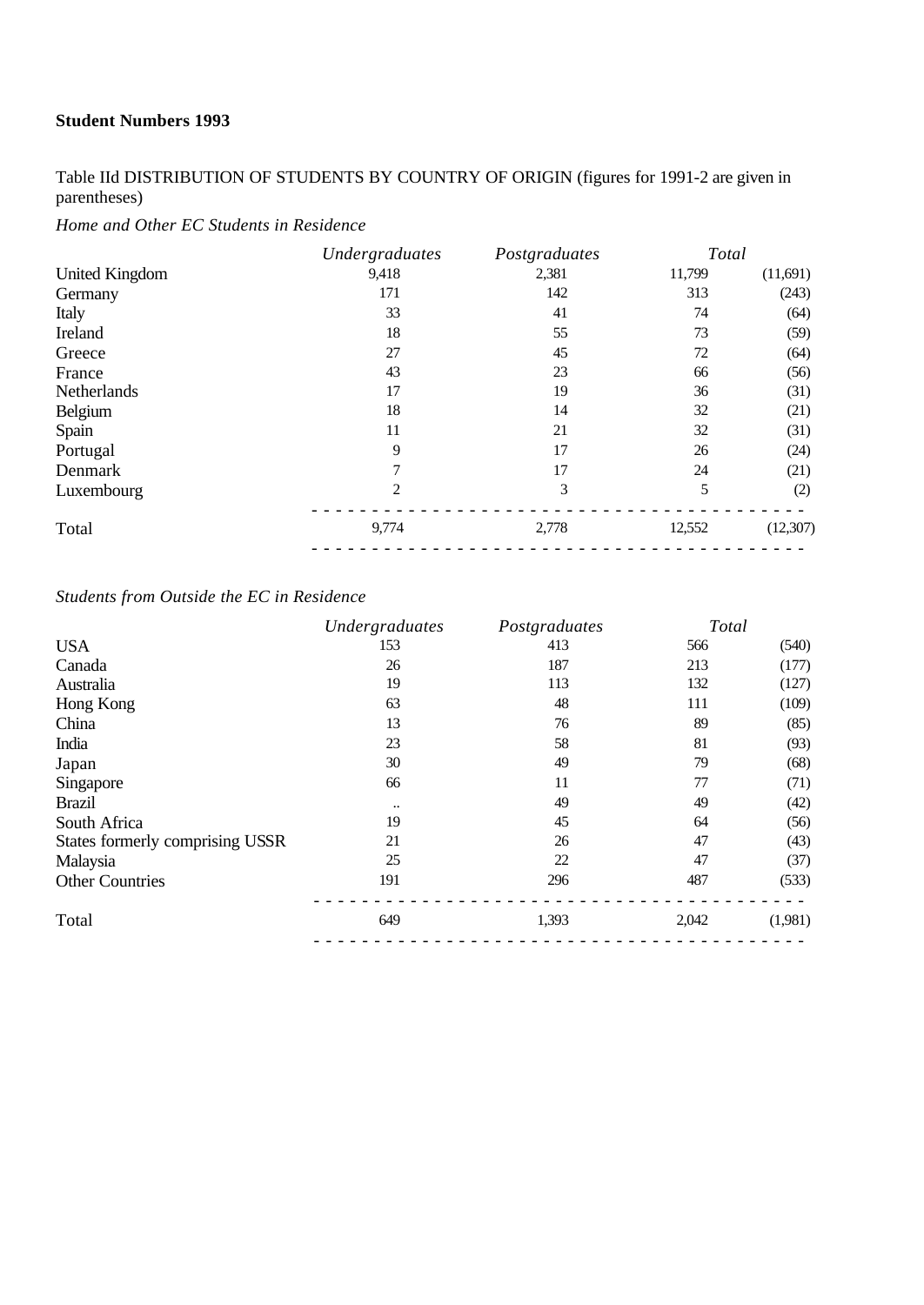**Student Numbers 1993**

Table IId DISTRIBUTION OF STUDENTS BY COUNTRY OF ORIGIN (figures for 1991-2 are given in parentheses)

*Home and Other EC Students in Residence*

| | *Undergraduates* | *Postgraduates* | *Total* | |
|---|---|---|---|---|
| United Kingdom | 9,418 | 2,381 | 11,799 | (11,691) |
| Germany | 171 | 142 | 313 | (243) |
| Italy | 33 | 41 | 74 | (64) |
| Ireland | 18 | 55 | 73 | (59) |
| Greece | 27 | 45 | 72 | (64) |
| France | 43 | 23 | 66 | (56) |
| Netherlands | 17 | 19 | 36 | (31) |
| Belgium | 18 | 14 | 32 | (21) |
| Spain | 11 | 21 | 32 | (31) |
| Portugal | 9 | 17 | 26 | (24) |
| Denmark | 7 | 17 | 24 | (21) |
| Luxembourg | 2 | 3 | 5 | (2) |
| Total | 9,774 | 2,778 | 12,552 | (12,307) |

*Students from Outside the EC in Residence*

| | *Undergraduates* | *Postgraduates* | *Total* | |
|---|---|---|---|---|
| USA | 153 | 413 | 566 | (540) |
| Canada | 26 | 187 | 213 | (177) |
| Australia | 19 | 113 | 132 | (127) |
| Hong Kong | 63 | 48 | 111 | (109) |
| China | 13 | 76 | 89 | (85) |
| India | 23 | 58 | 81 | (93) |
| Japan | 30 | 49 | 79 | (68) |
| Singapore | 66 | 11 | 77 | (71) |
| Brazil | .. | 49 | 49 | (42) |
| South Africa | 19 | 45 | 64 | (56) |
| States formerly comprising USSR | 21 | 26 | 47 | (43) |
| Malaysia | 25 | 22 | 47 | (37) |
| Other Countries | 191 | 296 | 487 | (533) |
| Total | 649 | 1,393 | 2,042 | (1,981) |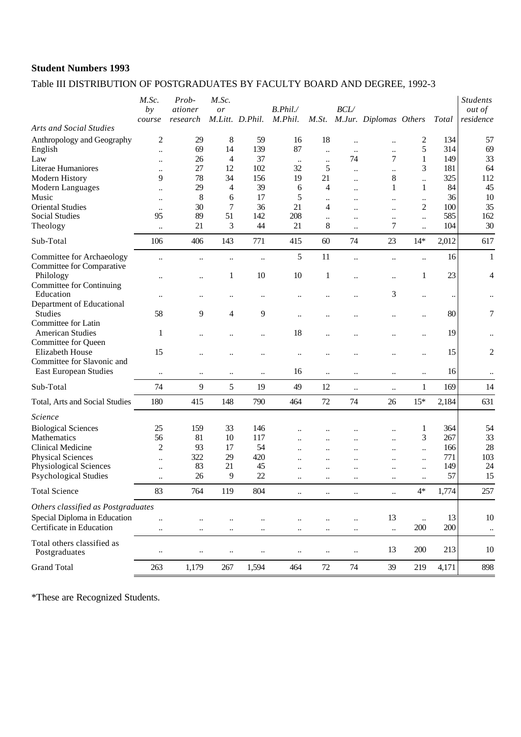**Student Numbers 1993**

Table III DISTRIBUTION OF POSTGRADUATES BY FACULTY BOARD AND DEGREE, 1992-3

| | *M.Sc. by course* | *Prob-ationer research* | *M.Sc. or M.Litt.* | *D.Phil.* | *B.Phil./ M.Phil.* | *M.St.* | *BCL/ M.Jur.* | *Diplomas* | *Others* | *Total* | *Students out of residence* |
|---|---|---|---|---|---|---|---|---|---|---|---|
| *Arts and Social Studies* | | | | | | | | | | | |
| Anthropology and Geography | 2 | 29 | 8 | 59 | 16 | 18 | .. | .. | 2 | 134 | 57 |
| English | .. | 69 | 14 | 139 | 87 | .. | .. | .. | 5 | 314 | 69 |
| Law | .. | 26 | 4 | 37 | .. | .. | 74 | 7 | 1 | 149 | 33 |
| Literae Humaniores | .. | 27 | 12 | 102 | 32 | 5 | .. | .. | 3 | 181 | 64 |
| Modern History | 9 | 78 | 34 | 156 | 19 | 21 | .. | 8 | .. | 325 | 112 |
| Modern Languages | .. | 29 | 4 | 39 | 6 | 4 | .. | 1 | 1 | 84 | 45 |
| Music | .. | 8 | 6 | 17 | 5 | .. | .. | .. | .. | 36 | 10 |
| Oriental Studies | .. | 30 | 7 | 36 | 21 | 4 | .. | .. | 2 | 100 | 35 |
| Social Studies | 95 | 89 | 51 | 142 | 208 | .. | .. | .. | .. | 585 | 162 |
| Theology | .. | 21 | 3 | 44 | 21 | 8 | .. | 7 | .. | 104 | 30 |
| Sub-Total | 106 | 406 | 143 | 771 | 415 | 60 | 74 | 23 | 14* | 2,012 | 617 |
| Committee for Archaeology | .. | .. | .. | .. | 5 | 11 | .. | .. | .. | 16 | 1 |
| Committee for Comparative Philology | .. | .. | 1 | 10 | 10 | 1 | .. | .. | 1 | 23 | 4 |
| Committee for Continuing Education | .. | .. | .. | .. | .. | .. | .. | 3 | .. | .. | .. |
| Department of Educational Studies | 58 | 9 | 4 | 9 | .. | .. | .. | .. | .. | 80 | 7 |
| Committee for Latin American Studies | 1 | .. | .. | .. | 18 | .. | .. | .. | .. | 19 | .. |
| Committee for Queen Elizabeth House | 15 | .. | .. | .. | .. | .. | .. | .. | .. | 15 | 2 |
| Committee for Slavonic and East European Studies | .. | .. | .. | .. | 16 | .. | .. | .. | .. | 16 | .. |
| Sub-Total | 74 | 9 | 5 | 19 | 49 | 12 | .. | .. | 1 | 169 | 14 |
| Total, Arts and Social Studies | 180 | 415 | 148 | 790 | 464 | 72 | 74 | 26 | 15* | 2,184 | 631 |
| *Science* | | | | | | | | | | | |
| Biological Sciences | 25 | 159 | 33 | 146 | .. | .. | .. | .. | 1 | 364 | 54 |
| Mathematics | 56 | 81 | 10 | 117 | .. | .. | .. | .. | 3 | 267 | 33 |
| Clinical Medicine | 2 | 93 | 17 | 54 | .. | .. | .. | .. | .. | 166 | 28 |
| Physical Sciences | .. | 322 | 29 | 420 | .. | .. | .. | .. | .. | 771 | 103 |
| Physiological Sciences | .. | 83 | 21 | 45 | .. | .. | .. | .. | .. | 149 | 24 |
| Psychological Studies | .. | 26 | 9 | 22 | .. | .. | .. | .. | .. | 57 | 15 |
| Total Science | 83 | 764 | 119 | 804 | .. | .. | .. | .. | 4* | 1,774 | 257 |
| *Others classified as Postgraduates* | | | | | | | | | | | |
| Special Diploma in Education | .. | .. | .. | .. | .. | .. | .. | 13 | .. | 13 | 10 |
| Certificate in Education | .. | .. | .. | .. | .. | .. | .. | .. | 200 | 200 | .. |
| Total others classified as Postgraduates | .. | .. | .. | .. | .. | .. | .. | 13 | 200 | 213 | 10 |
| Grand Total | 263 | 1,179 | 267 | 1,594 | 464 | 72 | 74 | 39 | 219 | 4,171 | 898 |

*These are Recognized Students.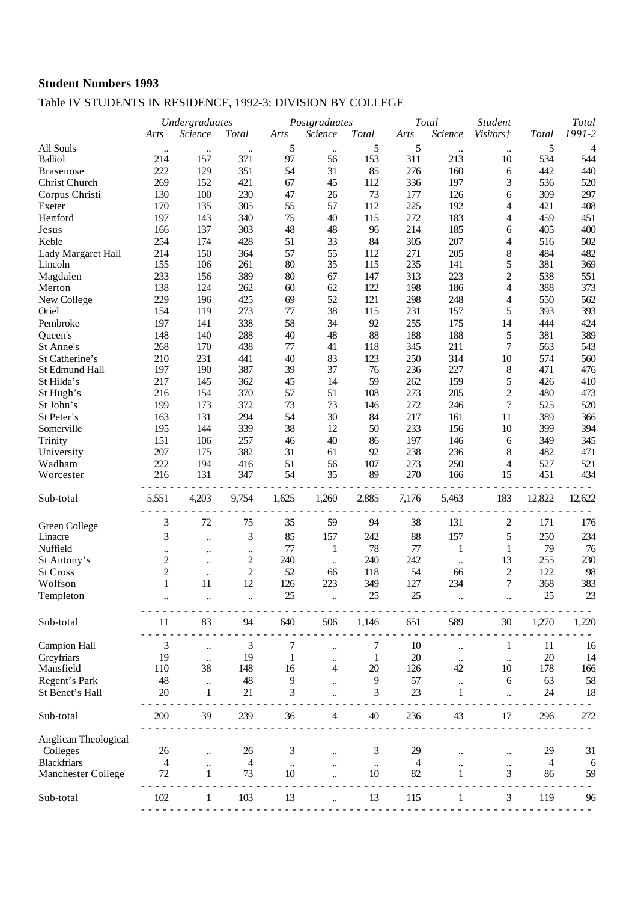**Student Numbers 1993**

Table IV STUDENTS IN RESIDENCE, 1992-3: DIVISION BY COLLEGE

| | *Undergraduates* | | | *Postgraduates* | | | *Total* | | *Student* | | *Total* |
|---|---|---|---|---|---|---|---|---|---|---|---|
| | *Arts* | *Science* | *Total* | *Arts* | *Science* | *Total* | *Arts* | *Science* | *Visitors†* | *Total* | *1991-2* |
| All Souls | .. | .. | .. | 5 | .. | 5 | 5 | .. | .. | 5 | 4 |
| Balliol | 214 | 157 | 371 | 97 | 56 | 153 | 311 | 213 | 10 | 534 | 544 |
| Brasenose | 222 | 129 | 351 | 54 | 31 | 85 | 276 | 160 | 6 | 442 | 440 |
| Christ Church | 269 | 152 | 421 | 67 | 45 | 112 | 336 | 197 | 3 | 536 | 520 |
| Corpus Christi | 130 | 100 | 230 | 47 | 26 | 73 | 177 | 126 | 6 | 309 | 297 |
| Exeter | 170 | 135 | 305 | 55 | 57 | 112 | 225 | 192 | 4 | 421 | 408 |
| Hertford | 197 | 143 | 340 | 75 | 40 | 115 | 272 | 183 | 4 | 459 | 451 |
| Jesus | 166 | 137 | 303 | 48 | 48 | 96 | 214 | 185 | 6 | 405 | 400 |
| Keble | 254 | 174 | 428 | 51 | 33 | 84 | 305 | 207 | 4 | 516 | 502 |
| Lady Margaret Hall | 214 | 150 | 364 | 57 | 55 | 112 | 271 | 205 | 8 | 484 | 482 |
| Lincoln | 155 | 106 | 261 | 80 | 35 | 115 | 235 | 141 | 5 | 381 | 369 |
| Magdalen | 233 | 156 | 389 | 80 | 67 | 147 | 313 | 223 | 2 | 538 | 551 |
| Merton | 138 | 124 | 262 | 60 | 62 | 122 | 198 | 186 | 4 | 388 | 373 |
| New College | 229 | 196 | 425 | 69 | 52 | 121 | 298 | 248 | 4 | 550 | 562 |
| Oriel | 154 | 119 | 273 | 77 | 38 | 115 | 231 | 157 | 5 | 393 | 393 |
| Pembroke | 197 | 141 | 338 | 58 | 34 | 92 | 255 | 175 | 14 | 444 | 424 |
| Queen's | 148 | 140 | 288 | 40 | 48 | 88 | 188 | 188 | 5 | 381 | 389 |
| St Anne's | 268 | 170 | 438 | 77 | 41 | 118 | 345 | 211 | 7 | 563 | 543 |
| St Catherine's | 210 | 231 | 441 | 40 | 83 | 123 | 250 | 314 | 10 | 574 | 560 |
| St Edmund Hall | 197 | 190 | 387 | 39 | 37 | 76 | 236 | 227 | 8 | 471 | 476 |
| St Hilda's | 217 | 145 | 362 | 45 | 14 | 59 | 262 | 159 | 5 | 426 | 410 |
| St Hugh's | 216 | 154 | 370 | 57 | 51 | 108 | 273 | 205 | 2 | 480 | 473 |
| St John's | 199 | 173 | 372 | 73 | 73 | 146 | 272 | 246 | 7 | 525 | 520 |
| St Peter's | 163 | 131 | 294 | 54 | 30 | 84 | 217 | 161 | 11 | 389 | 366 |
| Somerville | 195 | 144 | 339 | 38 | 12 | 50 | 233 | 156 | 10 | 399 | 394 |
| Trinity | 151 | 106 | 257 | 46 | 40 | 86 | 197 | 146 | 6 | 349 | 345 |
| University | 207 | 175 | 382 | 31 | 61 | 92 | 238 | 236 | 8 | 482 | 471 |
| Wadham | 222 | 194 | 416 | 51 | 56 | 107 | 273 | 250 | 4 | 527 | 521 |
| Worcester | 216 | 131 | 347 | 54 | 35 | 89 | 270 | 166 | 15 | 451 | 434 |
| Sub-total | 5,551 | 4,203 | 9,754 | 1,625 | 1,260 | 2,885 | 7,176 | 5,463 | 183 | 12,822 | 12,622 |
| Green College | 3 | 72 | 75 | 35 | 59 | 94 | 38 | 131 | 2 | 171 | 176 |
| Linacre | 3 | .. | 3 | 85 | 157 | 242 | 88 | 157 | 5 | 250 | 234 |
| Nuffield | .. | .. | .. | 77 | 1 | 78 | 77 | 1 | 1 | 79 | 76 |
| St Antony's | 2 | .. | 2 | 240 | .. | 240 | 242 | .. | 13 | 255 | 230 |
| St Cross | 2 | .. | 2 | 52 | 66 | 118 | 54 | 66 | 2 | 122 | 98 |
| Wolfson | 1 | 11 | 12 | 126 | 223 | 349 | 127 | 234 | 7 | 368 | 383 |
| Templeton | .. | .. | .. | 25 | .. | 25 | 25 | .. | .. | 25 | 23 |
| Sub-total | 11 | 83 | 94 | 640 | 506 | 1,146 | 651 | 589 | 30 | 1,270 | 1,220 |
| Campion Hall | 3 | .. | 3 | 7 | .. | 7 | 10 | .. | 1 | 11 | 16 |
| Greyfriars | 19 | .. | 19 | 1 | .. | 1 | 20 | .. | .. | 20 | 14 |
| Mansfield | 110 | 38 | 148 | 16 | 4 | 20 | 126 | 42 | 10 | 178 | 166 |
| Regent's Park | 48 | .. | 48 | 9 | .. | 9 | 57 | .. | 6 | 63 | 58 |
| St Benet's Hall | 20 | 1 | 21 | 3 | .. | 3 | 23 | 1 | .. | 24 | 18 |
| Sub-total | 200 | 39 | 239 | 36 | 4 | 40 | 236 | 43 | 17 | 296 | 272 |
| Anglican Theological Colleges | 26 | .. | 26 | 3 | .. | 3 | 29 | .. | .. | 29 | 31 |
| Blackfriars | 4 | .. | 4 | .. | .. | .. | 4 | .. | .. | 4 | 6 |
| Manchester College | 72 | 1 | 73 | 10 | .. | 10 | 82 | 1 | 3 | 86 | 59 |
| Sub-total | 102 | 1 | 103 | 13 | .. | 13 | 115 | 1 | 3 | 119 | 96 |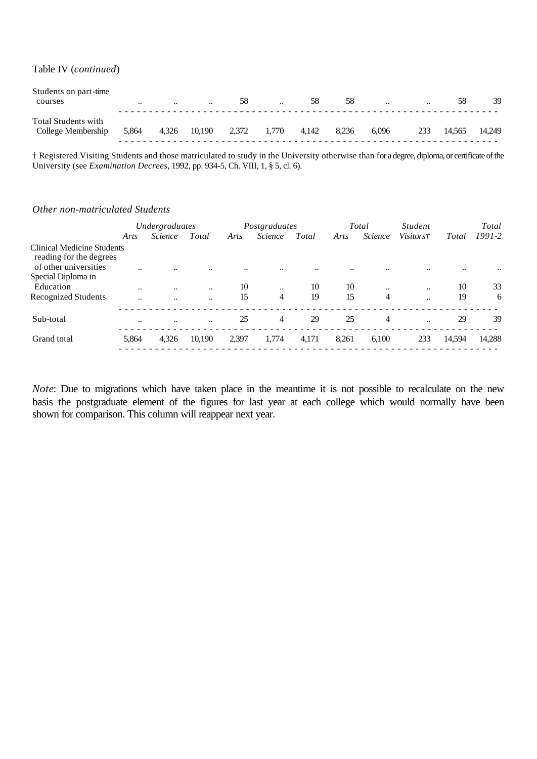Table IV (*continued*)

| | Undergraduates | | | Postgraduates | | | Total | | Student | | Total |
|---|---|---|---|---|---|---|---|---|---|---|---|
| | *Arts* | *Science* | *Total* | *Arts* | *Science* | *Total* | *Arts* | *Science* | *Visitors†* | *Total* | *1991-2* |
| Students on part-time courses | .. | .. | .. | 58 | .. | 58 | 58 | .. | .. | 58 | 39 |
| Total Students with College Membership | 5,864 | 4,326 | 10,190 | 2,372 | 1,770 | 4,142 | 8,236 | 6,096 | 233 | 14,565 | 14,249 |

† Registered Visiting Students and those matriculated to study in the University otherwise than for a degree, diploma, or certificate of the University (see *Examination Decrees*, 1992, pp. 934-5, Ch. VIII, 1, § 5, cl. 6).

*Other non-matriculated Students*

| | *Undergraduates* | | | *Postgraduates* | | | *Total* | | *Student* | | *Total* |
|---|---|---|---|---|---|---|---|---|---|---|---|
| | *Arts* | *Science* | *Total* | *Arts* | *Science* | *Total* | *Arts* | *Science* | *Visitors†* | *Total* | *1991-2* |
| Clinical Medicine Students reading for the degrees of other universities | .. | .. | .. | .. | .. | .. | .. | .. | .. | .. | .. |
| Special Diploma in Education | .. | .. | .. | 10 | .. | 10 | 10 | .. | .. | 10 | 33 |
| Recognized Students | .. | .. | .. | 15 | 4 | 19 | 15 | 4 | .. | 19 | 6 |
| Sub-total | .. | .. | .. | 25 | 4 | 29 | 25 | 4 | .. | 29 | 39 |
| Grand total | 5,864 | 4,326 | 10,190 | 2,397 | 1,774 | 4,171 | 8,261 | 6,100 | 233 | 14,594 | 14,288 |

*Note*: Due to migrations which have taken place in the meantime it is not possible to recalculate on the new basis the postgraduate element of the figures for last year at each college which would normally have been shown for comparison. This column will reappear next year.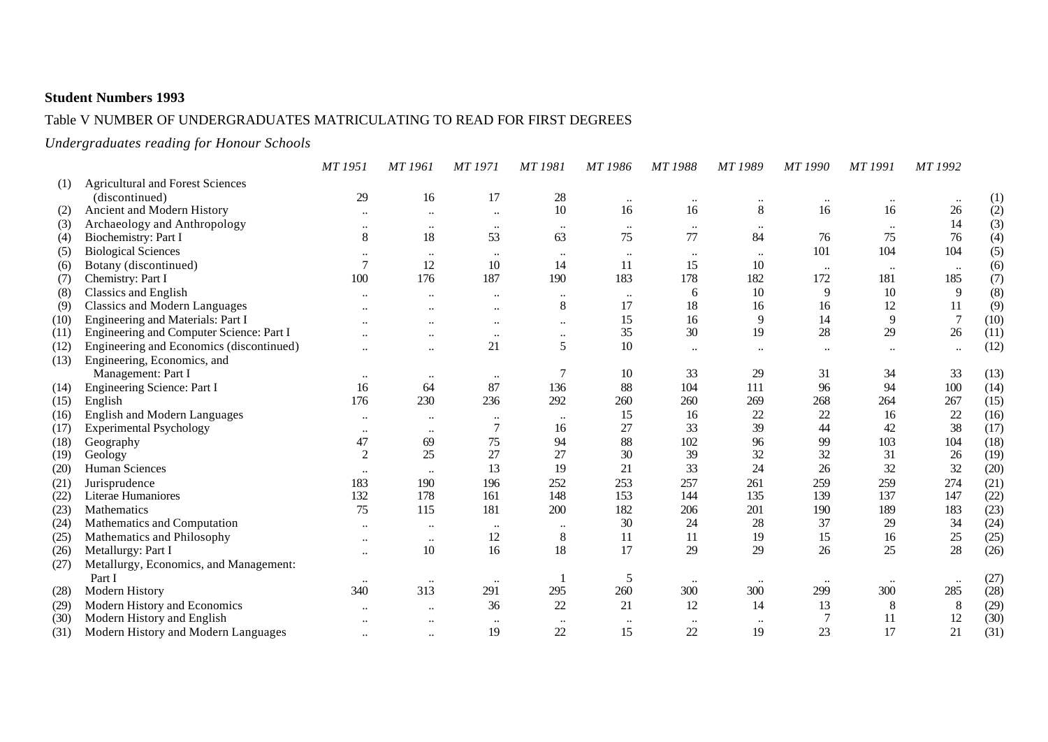**Student Numbers 1993**

Table V NUMBER OF UNDERGRADUATES MATRICULATING TO READ FOR FIRST DEGREES

*Undergraduates reading for Honour Schools*

| | | *MT 1951* | *MT 1961* | *MT 1971* | *MT 1981* | *MT 1986* | *MT 1988* | *MT 1989* | *MT 1990* | *MT 1991* | *MT 1992* | |
|---|---|---|---|---|---|---|---|---|---|---|---|---|
| (1) | Agricultural and Forest Sciences (discontinued) | 29 | 16 | 17 | 28 | .. | .. | .. | .. | .. | .. | (1) |
| (2) | Ancient and Modern History | .. | .. | .. | 10 | 16 | 16 | 8 | 16 | 16 | 26 | (2) |
| (3) | Archaeology and Anthropology | .. | .. | .. | .. | .. | .. | .. | | .. | 14 | (3) |
| (4) | Biochemistry: Part I | 8 | 18 | 53 | 63 | 75 | 77 | 84 | 76 | 75 | 76 | (4) |
| (5) | Biological Sciences | .. | .. | .. | .. | .. | .. | .. | 101 | 104 | 104 | (5) |
| (6) | Botany (discontinued) | 7 | 12 | 10 | 14 | 11 | 15 | 10 | .. | .. | .. | (6) |
| (7) | Chemistry: Part I | 100 | 176 | 187 | 190 | 183 | 178 | 182 | 172 | 181 | 185 | (7) |
| (8) | Classics and English | .. | .. | .. | .. | .. | 6 | 10 | 9 | 10 | 9 | (8) |
| (9) | Classics and Modern Languages | .. | .. | .. | 8 | 17 | 18 | 16 | 16 | 12 | 11 | (9) |
| (10) | Engineering and Materials: Part I | .. | .. | .. | .. | 15 | 16 | 9 | 14 | 9 | 7 | (10) |
| (11) | Engineering and Computer Science: Part I | .. | .. | .. | .. | 35 | 30 | 19 | 28 | 29 | 26 | (11) |
| (12) | Engineering and Economics (discontinued) | .. | .. | 21 | 5 | 10 | .. | .. | .. | .. | .. | (12) |
| (13) | Engineering, Economics, and Management: Part I | .. | .. | .. | 7 | 10 | 33 | 29 | 31 | 34 | 33 | (13) |
| (14) | Engineering Science: Part I | 16 | 64 | 87 | 136 | 88 | 104 | 111 | 96 | 94 | 100 | (14) |
| (15) | English | 176 | 230 | 236 | 292 | 260 | 260 | 269 | 268 | 264 | 267 | (15) |
| (16) | English and Modern Languages | .. | .. | .. | .. | 15 | 16 | 22 | 22 | 16 | 22 | (16) |
| (17) | Experimental Psychology | .. | .. | 7 | 16 | 27 | 33 | 39 | 44 | 42 | 38 | (17) |
| (18) | Geography | 47 | 69 | 75 | 94 | 88 | 102 | 96 | 99 | 103 | 104 | (18) |
| (19) | Geology | 2 | 25 | 27 | 27 | 30 | 39 | 32 | 32 | 31 | 26 | (19) |
| (20) | Human Sciences | .. | .. | 13 | 19 | 21 | 33 | 24 | 26 | 32 | 32 | (20) |
| (21) | Jurisprudence | 183 | 190 | 196 | 252 | 253 | 257 | 261 | 259 | 259 | 274 | (21) |
| (22) | Literae Humaniores | 132 | 178 | 161 | 148 | 153 | 144 | 135 | 139 | 137 | 147 | (22) |
| (23) | Mathematics | 75 | 115 | 181 | 200 | 182 | 206 | 201 | 190 | 189 | 183 | (23) |
| (24) | Mathematics and Computation | .. | .. | .. | .. | 30 | 24 | 28 | 37 | 29 | 34 | (24) |
| (25) | Mathematics and Philosophy | .. | .. | 12 | 8 | 11 | 11 | 19 | 15 | 16 | 25 | (25) |
| (26) | Metallurgy: Part I | .. | 10 | 16 | 18 | 17 | 29 | 29 | 26 | 25 | 28 | (26) |
| (27) | Metallurgy, Economics, and Management: Part I | .. | .. | .. | 1 | 5 | .. | .. | .. | .. | .. | (27) |
| (28) | Modern History | 340 | 313 | 291 | 295 | 260 | 300 | 300 | 299 | 300 | 285 | (28) |
| (29) | Modern History and Economics | .. | .. | 36 | 22 | 21 | 12 | 14 | 13 | 8 | 8 | (29) |
| (30) | Modern History and English | .. | .. | .. | .. | .. | .. | .. | 7 | 11 | 12 | (30) |
| (31) | Modern History and Modern Languages | .. | .. | 19 | 22 | 15 | 22 | 19 | 23 | 17 | 21 | (31) |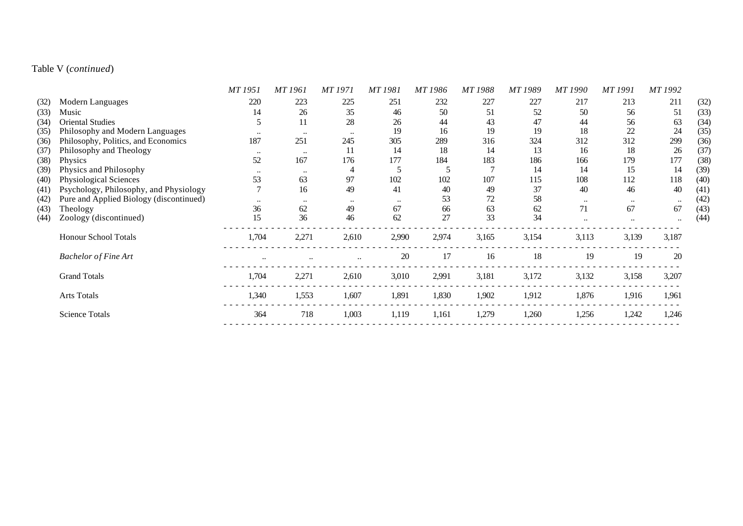Table V (*continued*)

| | | *MT 1951* | *MT 1961* | *MT 1971* | *MT 1981* | *MT 1986* | *MT 1988* | *MT 1989* | *MT 1990* | *MT 1991* | *MT 1992* | |
|---|---|---|---|---|---|---|---|---|---|---|---|---|
| (32) | Modern Languages | 220 | 223 | 225 | 251 | 232 | 227 | 227 | 217 | 213 | 211 | (32) |
| (33) | Music | 14 | 26 | 35 | 46 | 50 | 51 | 52 | 50 | 56 | 51 | (33) |
| (34) | Oriental Studies | 5 | 11 | 28 | 26 | 44 | 43 | 47 | 44 | 56 | 63 | (34) |
| (35) | Philosophy and Modern Languages | .. | .. | .. | 19 | 16 | 19 | 19 | 18 | 22 | 24 | (35) |
| (36) | Philosophy, Politics, and Economics | 187 | 251 | 245 | 305 | 289 | 316 | 324 | 312 | 312 | 299 | (36) |
| (37) | Philosophy and Theology | .. | .. | 11 | 14 | 18 | 14 | 13 | 16 | 18 | 26 | (37) |
| (38) | Physics | 52 | 167 | 176 | 177 | 184 | 183 | 186 | 166 | 179 | 177 | (38) |
| (39) | Physics and Philosophy | .. | .. | 4 | 5 | 5 | 7 | 14 | 14 | 15 | 14 | (39) |
| (40) | Physiological Sciences | 53 | 63 | 97 | 102 | 102 | 107 | 115 | 108 | 112 | 118 | (40) |
| (41) | Psychology, Philosophy, and Physiology | 7 | 16 | 49 | 41 | 40 | 49 | 37 | 40 | 46 | 40 | (41) |
| (42) | Pure and Applied Biology (discontinued) | .. | .. | .. | .. | 53 | 72 | 58 | .. | .. | .. | (42) |
| (43) | Theology | 36 | 62 | 49 | 67 | 66 | 63 | 62 | 71 | 67 | 67 | (43) |
| (44) | Zoology (discontinued) | 15 | 36 | 46 | 62 | 27 | 33 | 34 | .. | .. | .. | (44) |
| | Honour School Totals | 1,704 | 2,271 | 2,610 | 2,990 | 2,974 | 3,165 | 3,154 | 3,113 | 3,139 | 3,187 | |
| | *Bachelor of Fine Art* | .. | .. | .. | 20 | 17 | 16 | 18 | 19 | 19 | 20 | |
| | Grand Totals | 1,704 | 2,271 | 2,610 | 3,010 | 2,991 | 3,181 | 3,172 | 3,132 | 3,158 | 3,207 | |
| | Arts Totals | 1,340 | 1,553 | 1,607 | 1,891 | 1,830 | 1,902 | 1,912 | 1,876 | 1,916 | 1,961 | |
| | Science Totals | 364 | 718 | 1,003 | 1,119 | 1,161 | 1,279 | 1,260 | 1,256 | 1,242 | 1,246 | |